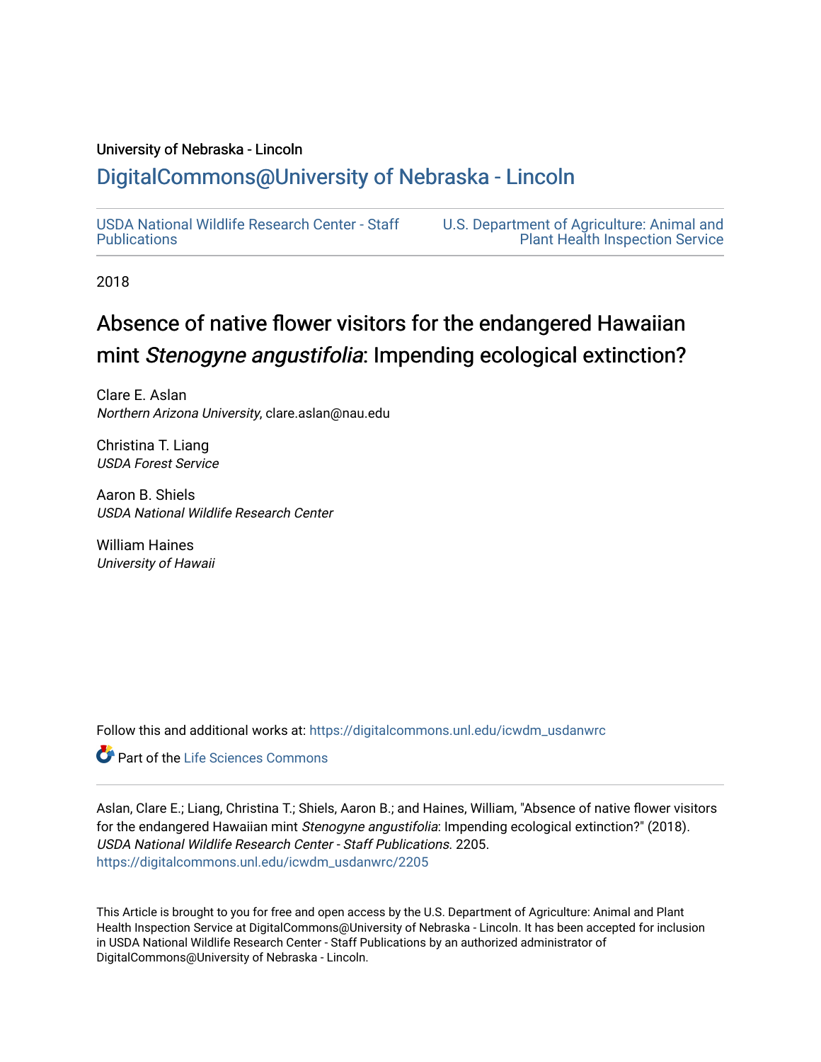University of Nebraska - Lincoln

## DigitalCommons@University of Nebraska - Lincoln

USDA National Wildlife Research Center - Staff Publications

U.S. Department of Agriculture: Animal and Plant Health Inspection Service

2018

# Absence of native flower visitors for the endangered Hawaiian mint *Stenogyne angustifolia*: Impending ecological extinction?

Clare E. Aslan
*Northern Arizona University*, clare.aslan@nau.edu

Christina T. Liang
*USDA Forest Service*

Aaron B. Shiels
*USDA National Wildlife Research Center*

William Haines
*University of Hawaii*

Follow this and additional works at: https://digitalcommons.unl.edu/icwdm_usdanwrc

Part of the Life Sciences Commons

Aslan, Clare E.; Liang, Christina T.; Shiels, Aaron B.; and Haines, William, "Absence of native flower visitors for the endangered Hawaiian mint *Stenogyne angustifolia*: Impending ecological extinction?" (2018). *USDA National Wildlife Research Center - Staff Publications*. 2205.
https://digitalcommons.unl.edu/icwdm_usdanwrc/2205

This Article is brought to you for free and open access by the U.S. Department of Agriculture: Animal and Plant Health Inspection Service at DigitalCommons@University of Nebraska - Lincoln. It has been accepted for inclusion in USDA National Wildlife Research Center - Staff Publications by an authorized administrator of DigitalCommons@University of Nebraska - Lincoln.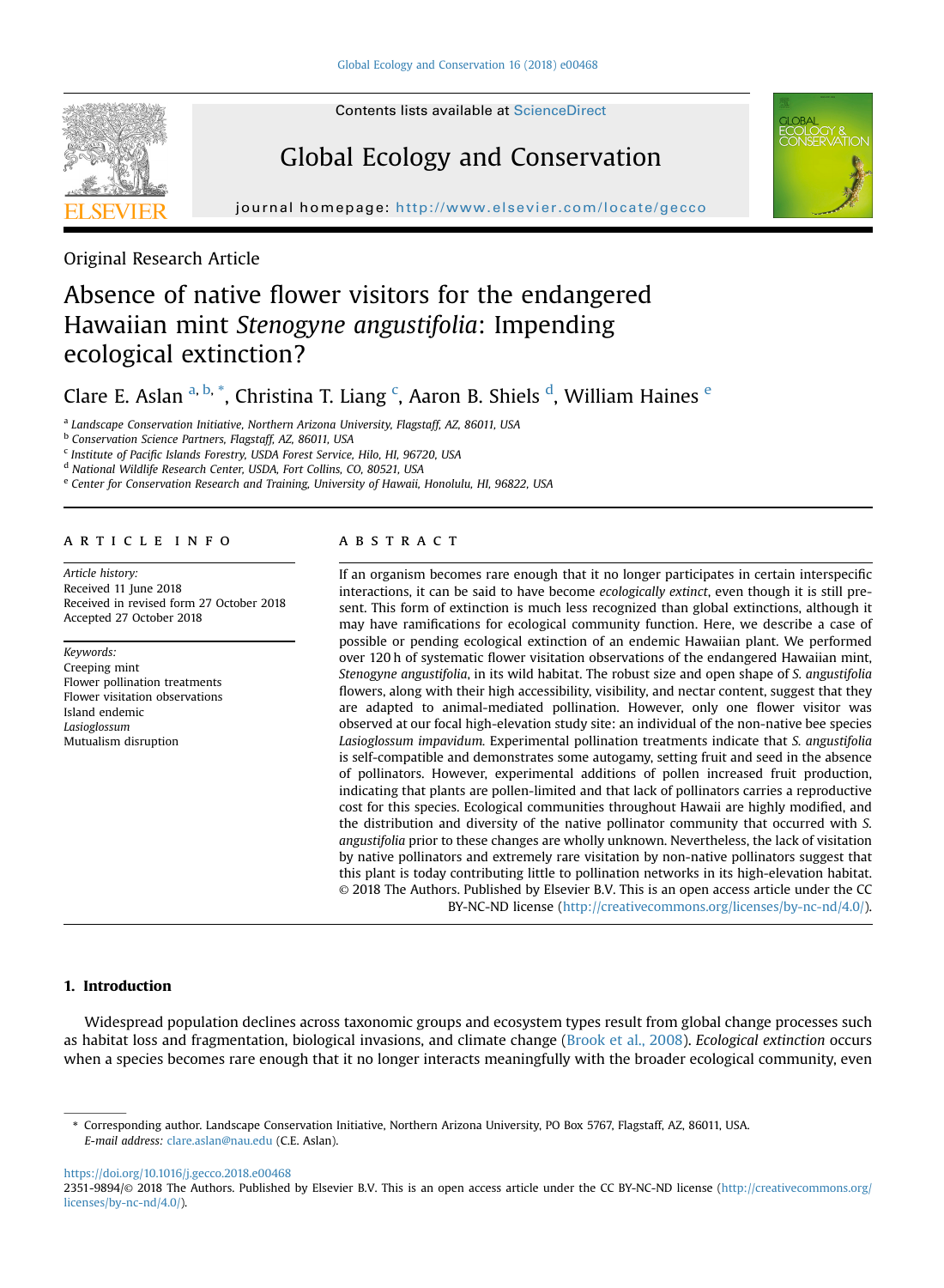Original Research Article

# Absence of native flower visitors for the endangered Hawaiian mint *Stenogyne angustifolia*: Impending ecological extinction?

Clare E. Aslan [a, b, *], Christina T. Liang [c], Aaron B. Shiels [d], William Haines [e]

[a] Landscape Conservation Initiative, Northern Arizona University, Flagstaff, AZ, 86011, USA
[b] Conservation Science Partners, Flagstaff, AZ, 86011, USA
[c] Institute of Pacific Islands Forestry, USDA Forest Service, Hilo, HI, 96720, USA
[d] National Wildlife Research Center, USDA, Fort Collins, CO, 80521, USA
[e] Center for Conservation Research and Training, University of Hawaii, Honolulu, HI, 96822, USA

## ARTICLE INFO

*Article history:*
Received 11 June 2018
Received in revised form 27 October 2018
Accepted 27 October 2018

*Keywords:*
Creeping mint
Flower pollination treatments
Flower visitation observations
Island endemic
*Lasioglossum*
Mutualism disruption

## ABSTRACT

If an organism becomes rare enough that it no longer participates in certain interspecific interactions, it can be said to have become *ecologically extinct*, even though it is still present. This form of extinction is much less recognized than global extinctions, although it may have ramifications for ecological community function. Here, we describe a case of possible or pending ecological extinction of an endemic Hawaiian plant. We performed over 120 h of systematic flower visitation observations of the endangered Hawaiian mint, *Stenogyne angustifolia*, in its wild habitat. The robust size and open shape of *S. angustifolia* flowers, along with their high accessibility, visibility, and nectar content, suggest that they are adapted to animal-mediated pollination. However, only one flower visitor was observed at our focal high-elevation study site: an individual of the non-native bee species *Lasioglossum impavidum*. Experimental pollination treatments indicate that *S. angustifolia* is self-compatible and demonstrates some autogamy, setting fruit and seed in the absence of pollinators. However, experimental additions of pollen increased fruit production, indicating that plants are pollen-limited and that lack of pollinators carries a reproductive cost for this species. Ecological communities throughout Hawaii are highly modified, and the distribution and diversity of the native pollinator community that occurred with *S. angustifolia* prior to these changes are wholly unknown. Nevertheless, the lack of visitation by native pollinators and extremely rare visitation by non-native pollinators suggest that this plant is today contributing little to pollination networks in its high-elevation habitat.
© 2018 The Authors. Published by Elsevier B.V. This is an open access article under the CC BY-NC-ND license (http://creativecommons.org/licenses/by-nc-nd/4.0/).

## 1. Introduction

Widespread population declines across taxonomic groups and ecosystem types result from global change processes such as habitat loss and fragmentation, biological invasions, and climate change (Brook et al., 2008). *Ecological extinction* occurs when a species becomes rare enough that it no longer interacts meaningfully with the broader ecological community, even

\* Corresponding author. Landscape Conservation Initiative, Northern Arizona University, PO Box 5767, Flagstaff, AZ, 86011, USA.
*E-mail address:* clare.aslan@nau.edu (C.E. Aslan).

https://doi.org/10.1016/j.gecco.2018.e00468
2351-9894/© 2018 The Authors. Published by Elsevier B.V. This is an open access article under the CC BY-NC-ND license (http://creativecommons.org/licenses/by-nc-nd/4.0/).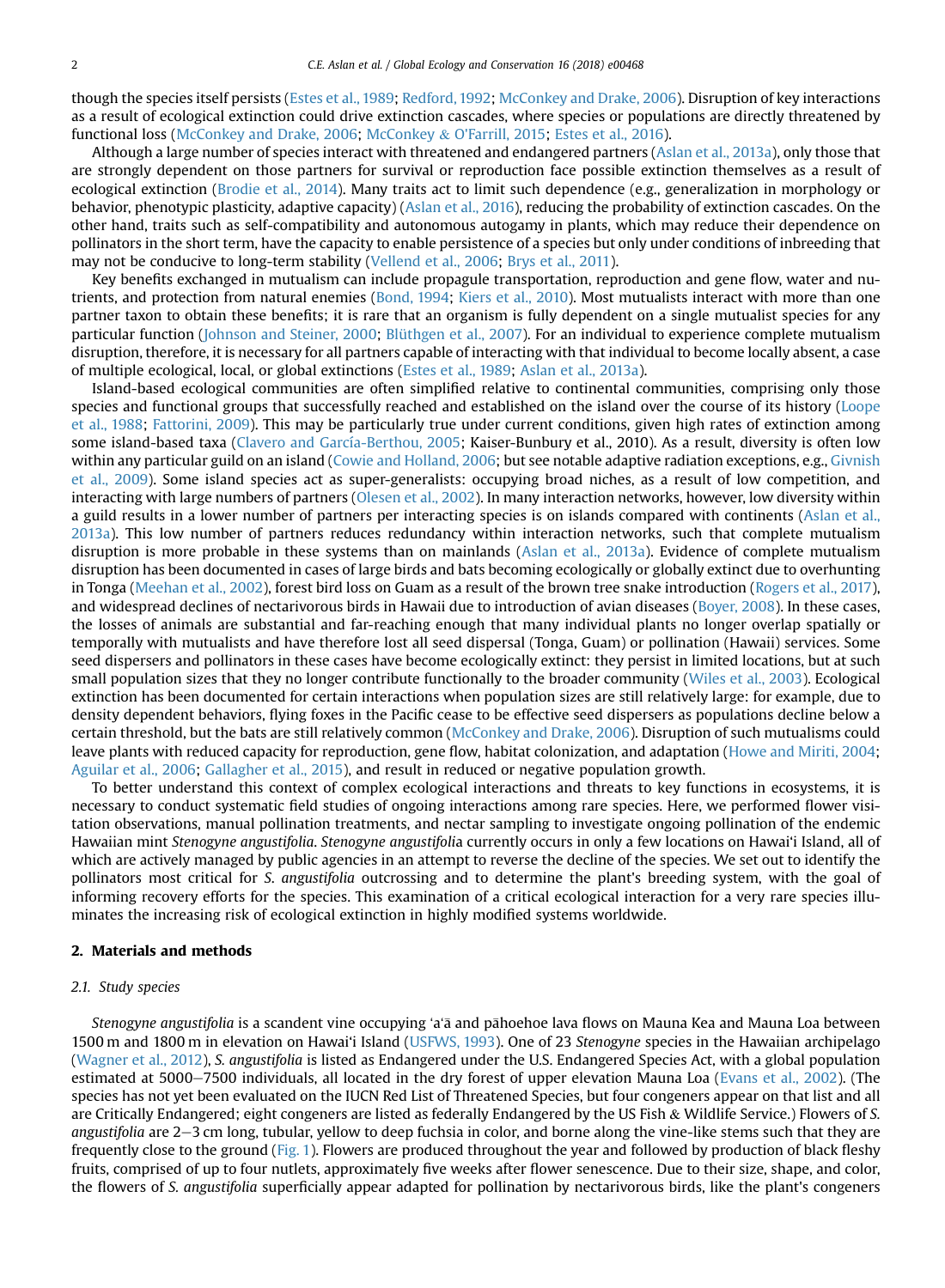though the species itself persists (Estes et al., 1989; Redford, 1992; McConkey and Drake, 2006). Disruption of key interactions as a result of ecological extinction could drive extinction cascades, where species or populations are directly threatened by functional loss (McConkey and Drake, 2006; McConkey & O'Farrill, 2015; Estes et al., 2016).

Although a large number of species interact with threatened and endangered partners (Aslan et al., 2013a), only those that are strongly dependent on those partners for survival or reproduction face possible extinction themselves as a result of ecological extinction (Brodie et al., 2014). Many traits act to limit such dependence (e.g., generalization in morphology or behavior, phenotypic plasticity, adaptive capacity) (Aslan et al., 2016), reducing the probability of extinction cascades. On the other hand, traits such as self-compatibility and autonomous autogamy in plants, which may reduce their dependence on pollinators in the short term, have the capacity to enable persistence of a species but only under conditions of inbreeding that may not be conducive to long-term stability (Vellend et al., 2006; Brys et al., 2011).

Key benefits exchanged in mutualism can include propagule transportation, reproduction and gene flow, water and nutrients, and protection from natural enemies (Bond, 1994; Kiers et al., 2010). Most mutualists interact with more than one partner taxon to obtain these benefits; it is rare that an organism is fully dependent on a single mutualist species for any particular function (Johnson and Steiner, 2000; Blüthgen et al., 2007). For an individual to experience complete mutualism disruption, therefore, it is necessary for all partners capable of interacting with that individual to become locally absent, a case of multiple ecological, local, or global extinctions (Estes et al., 1989; Aslan et al., 2013a).

Island-based ecological communities are often simplified relative to continental communities, comprising only those species and functional groups that successfully reached and established on the island over the course of its history (Loope et al., 1988; Fattorini, 2009). This may be particularly true under current conditions, given high rates of extinction among some island-based taxa (Clavero and García-Berthou, 2005; Kaiser-Bunbury et al., 2010). As a result, diversity is often low within any particular guild on an island (Cowie and Holland, 2006; but see notable adaptive radiation exceptions, e.g., Givnish et al., 2009). Some island species act as super-generalists: occupying broad niches, as a result of low competition, and interacting with large numbers of partners (Olesen et al., 2002). In many interaction networks, however, low diversity within a guild results in a lower number of partners per interacting species is on islands compared with continents (Aslan et al., 2013a). This low number of partners reduces redundancy within interaction networks, such that complete mutualism disruption is more probable in these systems than on mainlands (Aslan et al., 2013a). Evidence of complete mutualism disruption has been documented in cases of large birds and bats becoming ecologically or globally extinct due to overhunting in Tonga (Meehan et al., 2002), forest bird loss on Guam as a result of the brown tree snake introduction (Rogers et al., 2017), and widespread declines of nectarivorous birds in Hawaii due to introduction of avian diseases (Boyer, 2008). In these cases, the losses of animals are substantial and far-reaching enough that many individual plants no longer overlap spatially or temporally with mutualists and have therefore lost all seed dispersal (Tonga, Guam) or pollination (Hawaii) services. Some seed dispersers and pollinators in these cases have become ecologically extinct: they persist in limited locations, but at such small population sizes that they no longer contribute functionally to the broader community (Wiles et al., 2003). Ecological extinction has been documented for certain interactions when population sizes are still relatively large: for example, due to density dependent behaviors, flying foxes in the Pacific cease to be effective seed dispersers as populations decline below a certain threshold, but the bats are still relatively common (McConkey and Drake, 2006). Disruption of such mutualisms could leave plants with reduced capacity for reproduction, gene flow, habitat colonization, and adaptation (Howe and Miriti, 2004; Aguilar et al., 2006; Gallagher et al., 2015), and result in reduced or negative population growth.

To better understand this context of complex ecological interactions and threats to key functions in ecosystems, it is necessary to conduct systematic field studies of ongoing interactions among rare species. Here, we performed flower visitation observations, manual pollination treatments, and nectar sampling to investigate ongoing pollination of the endemic Hawaiian mint *Stenogyne angustifolia*. *Stenogyne angustifolia* currently occurs in only a few locations on Hawai'i Island, all of which are actively managed by public agencies in an attempt to reverse the decline of the species. We set out to identify the pollinators most critical for *S. angustifolia* outcrossing and to determine the plant's breeding system, with the goal of informing recovery efforts for the species. This examination of a critical ecological interaction for a very rare species illuminates the increasing risk of ecological extinction in highly modified systems worldwide.

## 2. Materials and methods

### 2.1. Study species

*Stenogyne angustifolia* is a scandent vine occupying 'a'ā and pāhoehoe lava flows on Mauna Kea and Mauna Loa between 1500 m and 1800 m in elevation on Hawai'i Island (USFWS, 1993). One of 23 *Stenogyne* species in the Hawaiian archipelago (Wagner et al., 2012), *S. angustifolia* is listed as Endangered under the U.S. Endangered Species Act, with a global population estimated at 5000–7500 individuals, all located in the dry forest of upper elevation Mauna Loa (Evans et al., 2002). (The species has not yet been evaluated on the IUCN Red List of Threatened Species, but four congeners appear on that list and all are Critically Endangered; eight congeners are listed as federally Endangered by the US Fish & Wildlife Service.) Flowers of *S. angustifolia* are 2–3 cm long, tubular, yellow to deep fuchsia in color, and borne along the vine-like stems such that they are frequently close to the ground (Fig. 1). Flowers are produced throughout the year and followed by production of black fleshy fruits, comprised of up to four nutlets, approximately five weeks after flower senescence. Due to their size, shape, and color, the flowers of *S. angustifolia* superficially appear adapted for pollination by nectarivorous birds, like the plant's congeners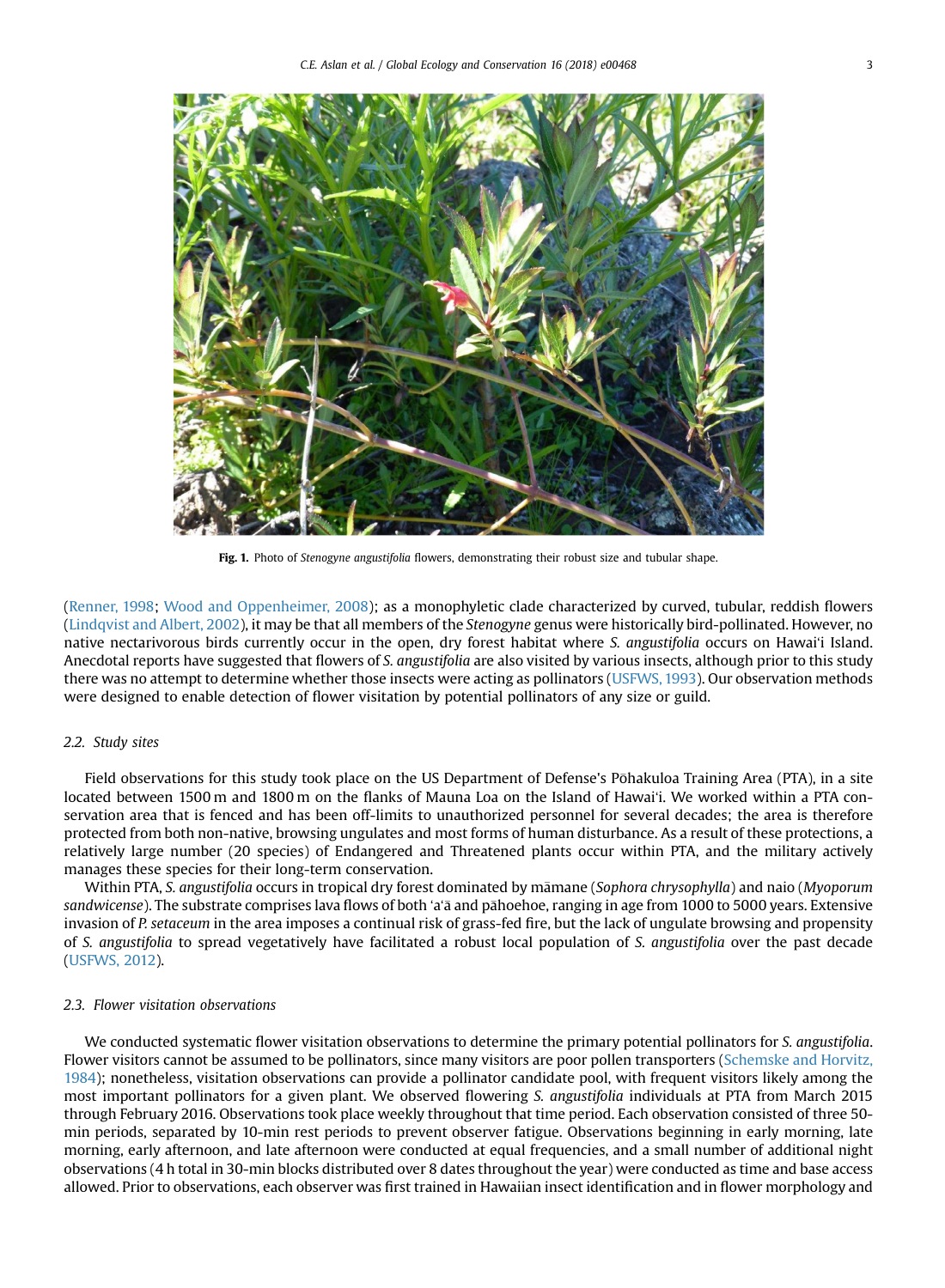**Fig. 1.** Photo of *Stenogyne angustifolia* flowers, demonstrating their robust size and tubular shape.

(Renner, 1998; Wood and Oppenheimer, 2008); as a monophyletic clade characterized by curved, tubular, reddish flowers (Lindqvist and Albert, 2002), it may be that all members of the *Stenogyne* genus were historically bird-pollinated. However, no native nectarivorous birds currently occur in the open, dry forest habitat where *S. angustifolia* occurs on Hawai'i Island. Anecdotal reports have suggested that flowers of *S. angustifolia* are also visited by various insects, although prior to this study there was no attempt to determine whether those insects were acting as pollinators (USFWS, 1993). Our observation methods were designed to enable detection of flower visitation by potential pollinators of any size or guild.

### 2.2. Study sites

Field observations for this study took place on the US Department of Defense's Pōhakuloa Training Area (PTA), in a site located between 1500 m and 1800 m on the flanks of Mauna Loa on the Island of Hawai'i. We worked within a PTA conservation area that is fenced and has been off-limits to unauthorized personnel for several decades; the area is therefore protected from both non-native, browsing ungulates and most forms of human disturbance. As a result of these protections, a relatively large number (20 species) of Endangered and Threatened plants occur within PTA, and the military actively manages these species for their long-term conservation.

Within PTA, *S. angustifolia* occurs in tropical dry forest dominated by māmane (*Sophora chrysophylla*) and naio (*Myoporum sandwicense*). The substrate comprises lava flows of both 'a'ā and pāhoehoe, ranging in age from 1000 to 5000 years. Extensive invasion of *P. setaceum* in the area imposes a continual risk of grass-fed fire, but the lack of ungulate browsing and propensity of *S. angustifolia* to spread vegetatively have facilitated a robust local population of *S. angustifolia* over the past decade (USFWS, 2012).

### 2.3. Flower visitation observations

We conducted systematic flower visitation observations to determine the primary potential pollinators for *S. angustifolia*. Flower visitors cannot be assumed to be pollinators, since many visitors are poor pollen transporters (Schemske and Horvitz, 1984); nonetheless, visitation observations can provide a pollinator candidate pool, with frequent visitors likely among the most important pollinators for a given plant. We observed flowering *S. angustifolia* individuals at PTA from March 2015 through February 2016. Observations took place weekly throughout that time period. Each observation consisted of three 50-min periods, separated by 10-min rest periods to prevent observer fatigue. Observations beginning in early morning, late morning, early afternoon, and late afternoon were conducted at equal frequencies, and a small number of additional night observations (4 h total in 30-min blocks distributed over 8 dates throughout the year) were conducted as time and base access allowed. Prior to observations, each observer was first trained in Hawaiian insect identification and in flower morphology and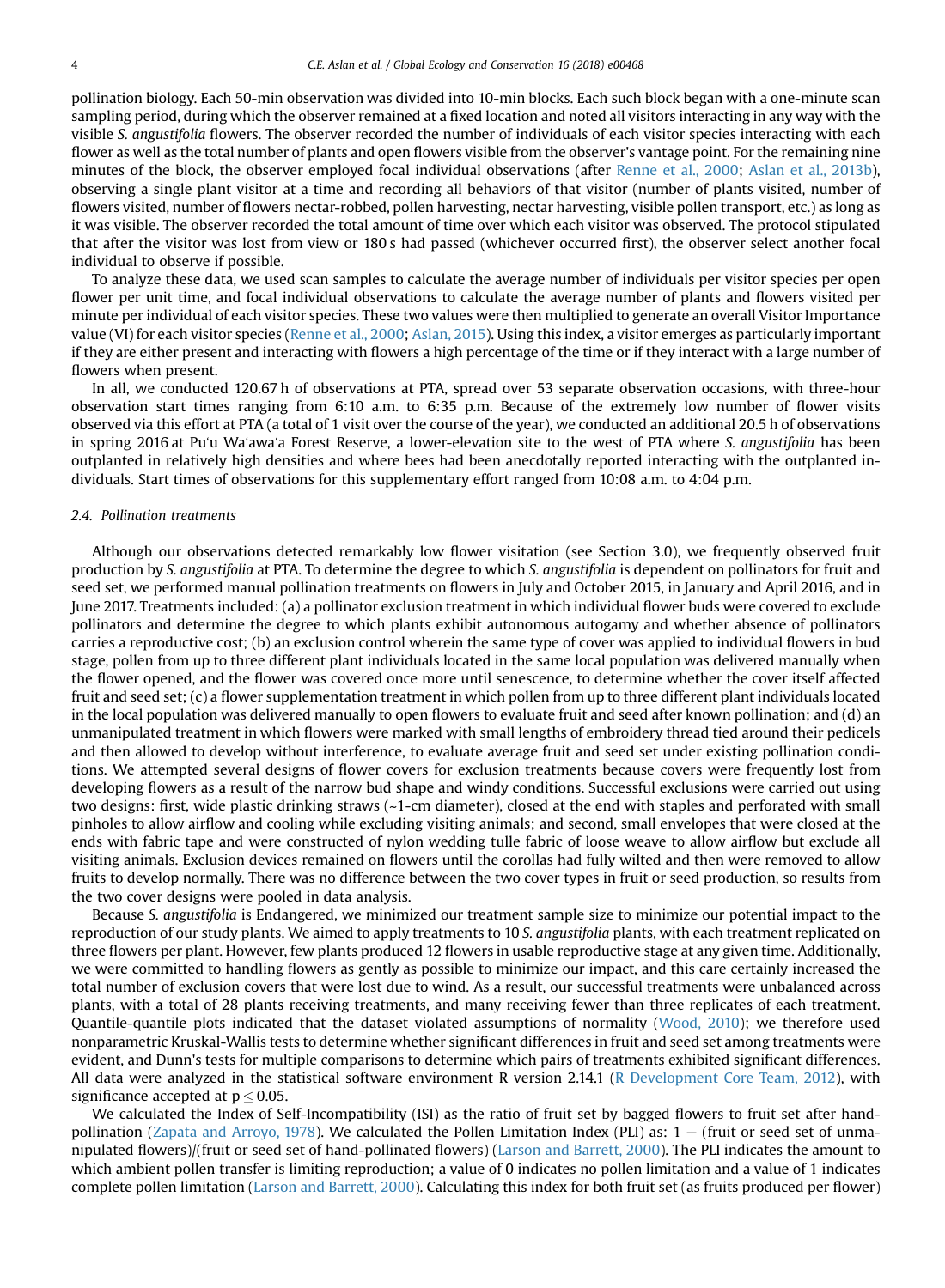pollination biology. Each 50-min observation was divided into 10-min blocks. Each such block began with a one-minute scan sampling period, during which the observer remained at a fixed location and noted all visitors interacting in any way with the visible *S. angustifolia* flowers. The observer recorded the number of individuals of each visitor species interacting with each flower as well as the total number of plants and open flowers visible from the observer's vantage point. For the remaining nine minutes of the block, the observer employed focal individual observations (after Renne et al., 2000; Aslan et al., 2013b), observing a single plant visitor at a time and recording all behaviors of that visitor (number of plants visited, number of flowers visited, number of flowers nectar-robbed, pollen harvesting, nectar harvesting, visible pollen transport, etc.) as long as it was visible. The observer recorded the total amount of time over which each visitor was observed. The protocol stipulated that after the visitor was lost from view or 180 s had passed (whichever occurred first), the observer select another focal individual to observe if possible.

To analyze these data, we used scan samples to calculate the average number of individuals per visitor species per open flower per unit time, and focal individual observations to calculate the average number of plants and flowers visited per minute per individual of each visitor species. These two values were then multiplied to generate an overall Visitor Importance value (VI) for each visitor species (Renne et al., 2000; Aslan, 2015). Using this index, a visitor emerges as particularly important if they are either present and interacting with flowers a high percentage of the time or if they interact with a large number of flowers when present.

In all, we conducted 120.67 h of observations at PTA, spread over 53 separate observation occasions, with three-hour observation start times ranging from 6:10 a.m. to 6:35 p.m. Because of the extremely low number of flower visits observed via this effort at PTA (a total of 1 visit over the course of the year), we conducted an additional 20.5 h of observations in spring 2016 at Pu'u Wa'awa'a Forest Reserve, a lower-elevation site to the west of PTA where *S. angustifolia* has been outplanted in relatively high densities and where bees had been anecdotally reported interacting with the outplanted individuals. Start times of observations for this supplementary effort ranged from 10:08 a.m. to 4:04 p.m.

### 2.4. Pollination treatments

Although our observations detected remarkably low flower visitation (see Section 3.0), we frequently observed fruit production by *S. angustifolia* at PTA. To determine the degree to which *S. angustifolia* is dependent on pollinators for fruit and seed set, we performed manual pollination treatments on flowers in July and October 2015, in January and April 2016, and in June 2017. Treatments included: (a) a pollinator exclusion treatment in which individual flower buds were covered to exclude pollinators and determine the degree to which plants exhibit autonomous autogamy and whether absence of pollinators carries a reproductive cost; (b) an exclusion control wherein the same type of cover was applied to individual flowers in bud stage, pollen from up to three different plant individuals located in the same local population was delivered manually when the flower opened, and the flower was covered once more until senescence, to determine whether the cover itself affected fruit and seed set; (c) a flower supplementation treatment in which pollen from up to three different plant individuals located in the local population was delivered manually to open flowers to evaluate fruit and seed after known pollination; and (d) an unmanipulated treatment in which flowers were marked with small lengths of embroidery thread tied around their pedicels and then allowed to develop without interference, to evaluate average fruit and seed set under existing pollination conditions. We attempted several designs of flower covers for exclusion treatments because covers were frequently lost from developing flowers as a result of the narrow bud shape and windy conditions. Successful exclusions were carried out using two designs: first, wide plastic drinking straws (~1-cm diameter), closed at the end with staples and perforated with small pinholes to allow airflow and cooling while excluding visiting animals; and second, small envelopes that were closed at the ends with fabric tape and were constructed of nylon wedding tulle fabric of loose weave to allow airflow but exclude all visiting animals. Exclusion devices remained on flowers until the corollas had fully wilted and then were removed to allow fruits to develop normally. There was no difference between the two cover types in fruit or seed production, so results from the two cover designs were pooled in data analysis.

Because *S. angustifolia* is Endangered, we minimized our treatment sample size to minimize our potential impact to the reproduction of our study plants. We aimed to apply treatments to 10 *S. angustifolia* plants, with each treatment replicated on three flowers per plant. However, few plants produced 12 flowers in usable reproductive stage at any given time. Additionally, we were committed to handling flowers as gently as possible to minimize our impact, and this care certainly increased the total number of exclusion covers that were lost due to wind. As a result, our successful treatments were unbalanced across plants, with a total of 28 plants receiving treatments, and many receiving fewer than three replicates of each treatment. Quantile-quantile plots indicated that the dataset violated assumptions of normality (Wood, 2010); we therefore used nonparametric Kruskal-Wallis tests to determine whether significant differences in fruit and seed set among treatments were evident, and Dunn's tests for multiple comparisons to determine which pairs of treatments exhibited significant differences. All data were analyzed in the statistical software environment R version 2.14.1 (R Development Core Team, 2012), with significance accepted at $p \leq 0.05$.

We calculated the Index of Self-Incompatibility (ISI) as the ratio of fruit set by bagged flowers to fruit set after hand-pollination (Zapata and Arroyo, 1978). We calculated the Pollen Limitation Index (PLI) as: 1 − (fruit or seed set of unmanipulated flowers)/(fruit or seed set of hand-pollinated flowers) (Larson and Barrett, 2000). The PLI indicates the amount to which ambient pollen transfer is limiting reproduction; a value of 0 indicates no pollen limitation and a value of 1 indicates complete pollen limitation (Larson and Barrett, 2000). Calculating this index for both fruit set (as fruits produced per flower)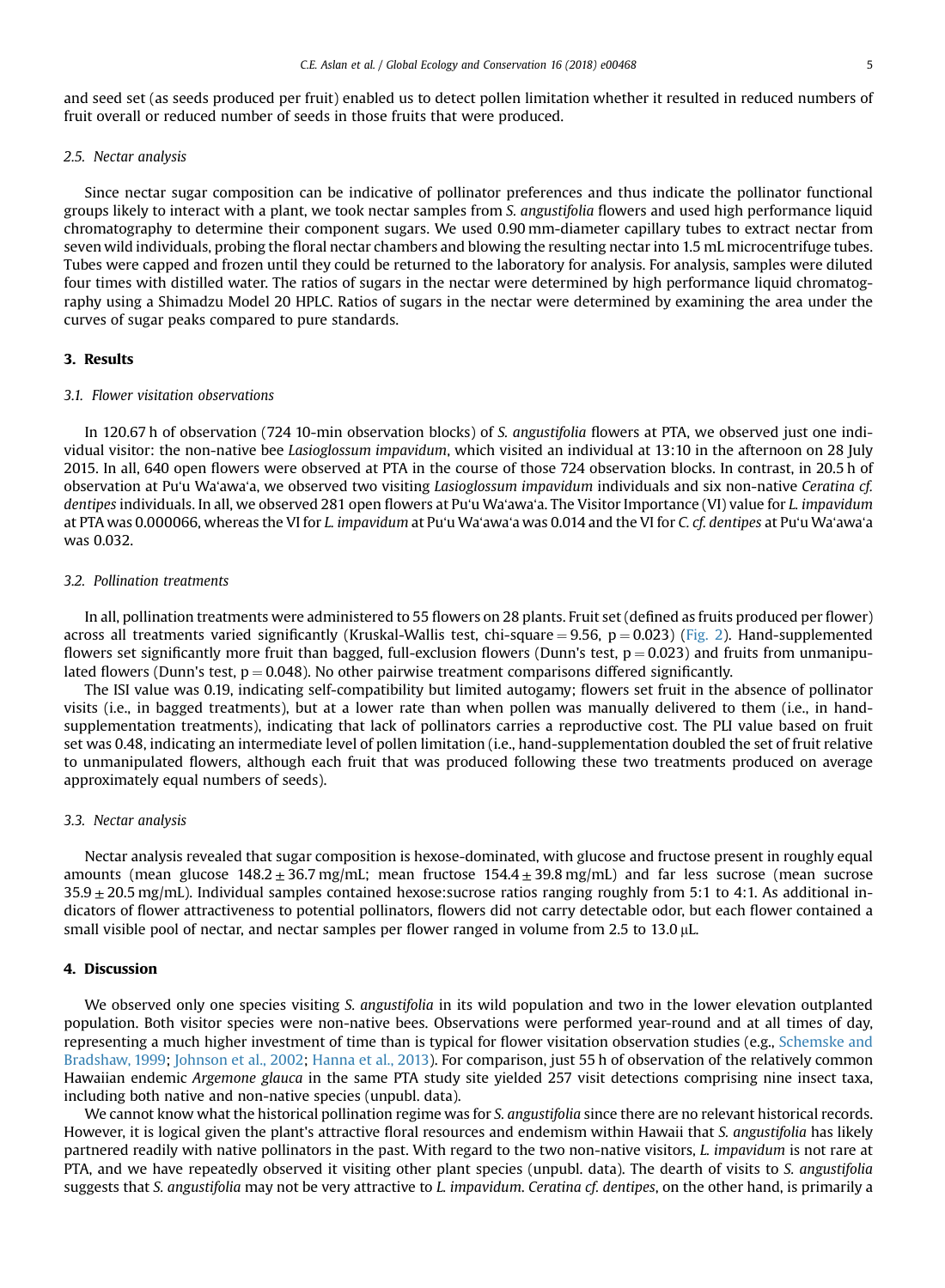and seed set (as seeds produced per fruit) enabled us to detect pollen limitation whether it resulted in reduced numbers of fruit overall or reduced number of seeds in those fruits that were produced.

### 2.5. Nectar analysis

Since nectar sugar composition can be indicative of pollinator preferences and thus indicate the pollinator functional groups likely to interact with a plant, we took nectar samples from *S. angustifolia* flowers and used high performance liquid chromatography to determine their component sugars. We used 0.90 mm-diameter capillary tubes to extract nectar from seven wild individuals, probing the floral nectar chambers and blowing the resulting nectar into 1.5 mL microcentrifuge tubes. Tubes were capped and frozen until they could be returned to the laboratory for analysis. For analysis, samples were diluted four times with distilled water. The ratios of sugars in the nectar were determined by high performance liquid chromatography using a Shimadzu Model 20 HPLC. Ratios of sugars in the nectar were determined by examining the area under the curves of sugar peaks compared to pure standards.

## 3. Results

### 3.1. Flower visitation observations

In 120.67 h of observation (724 10-min observation blocks) of *S. angustifolia* flowers at PTA, we observed just one individual visitor: the non-native bee *Lasioglossum impavidum*, which visited an individual at 13:10 in the afternoon on 28 July 2015. In all, 640 open flowers were observed at PTA in the course of those 724 observation blocks. In contrast, in 20.5 h of observation at Pu'u Wa'awa'a, we observed two visiting *Lasioglossum impavidum* individuals and six non-native *Ceratina cf. dentipes* individuals. In all, we observed 281 open flowers at Pu'u Wa'awa'a. The Visitor Importance (VI) value for *L. impavidum* at PTA was 0.000066, whereas the VI for *L. impavidum* at Pu'u Wa'awa'a was 0.014 and the VI for *C. cf. dentipes* at Pu'u Wa'awa'a was 0.032.

### 3.2. Pollination treatments

In all, pollination treatments were administered to 55 flowers on 28 plants. Fruit set (defined as fruits produced per flower) across all treatments varied significantly (Kruskal-Wallis test, chi-square = 9.56, $p = 0.023$) (Fig. 2). Hand-supplemented flowers set significantly more fruit than bagged, full-exclusion flowers (Dunn's test, $p = 0.023$) and fruits from unmanipulated flowers (Dunn's test, $p = 0.048$). No other pairwise treatment comparisons differed significantly.

The ISI value was 0.19, indicating self-compatibility but limited autogamy; flowers set fruit in the absence of pollinator visits (i.e., in bagged treatments), but at a lower rate than when pollen was manually delivered to them (i.e., in hand-supplementation treatments), indicating that lack of pollinators carries a reproductive cost. The PLI value based on fruit set was 0.48, indicating an intermediate level of pollen limitation (i.e., hand-supplementation doubled the set of fruit relative to unmanipulated flowers, although each fruit that was produced following these two treatments produced on average approximately equal numbers of seeds).

### 3.3. Nectar analysis

Nectar analysis revealed that sugar composition is hexose-dominated, with glucose and fructose present in roughly equal amounts (mean glucose $148.2 \pm 36.7$ mg/mL; mean fructose $154.4 \pm 39.8$ mg/mL) and far less sucrose (mean sucrose $35.9 \pm 20.5$ mg/mL). Individual samples contained hexose:sucrose ratios ranging roughly from 5:1 to 4:1. As additional indicators of flower attractiveness to potential pollinators, flowers did not carry detectable odor, but each flower contained a small visible pool of nectar, and nectar samples per flower ranged in volume from 2.5 to 13.0 μL.

## 4. Discussion

We observed only one species visiting *S. angustifolia* in its wild population and two in the lower elevation outplanted population. Both visitor species were non-native bees. Observations were performed year-round and at all times of day, representing a much higher investment of time than is typical for flower visitation observation studies (e.g., Schemske and Bradshaw, 1999; Johnson et al., 2002; Hanna et al., 2013). For comparison, just 55 h of observation of the relatively common Hawaiian endemic *Argemone glauca* in the same PTA study site yielded 257 visit detections comprising nine insect taxa, including both native and non-native species (unpubl. data).

We cannot know what the historical pollination regime was for *S. angustifolia* since there are no relevant historical records. However, it is logical given the plant's attractive floral resources and endemism within Hawaii that *S. angustifolia* has likely partnered readily with native pollinators in the past. With regard to the two non-native visitors, *L. impavidum* is not rare at PTA, and we have repeatedly observed it visiting other plant species (unpubl. data). The dearth of visits to *S. angustifolia* suggests that *S. angustifolia* may not be very attractive to *L. impavidum*. *Ceratina cf. dentipes*, on the other hand, is primarily a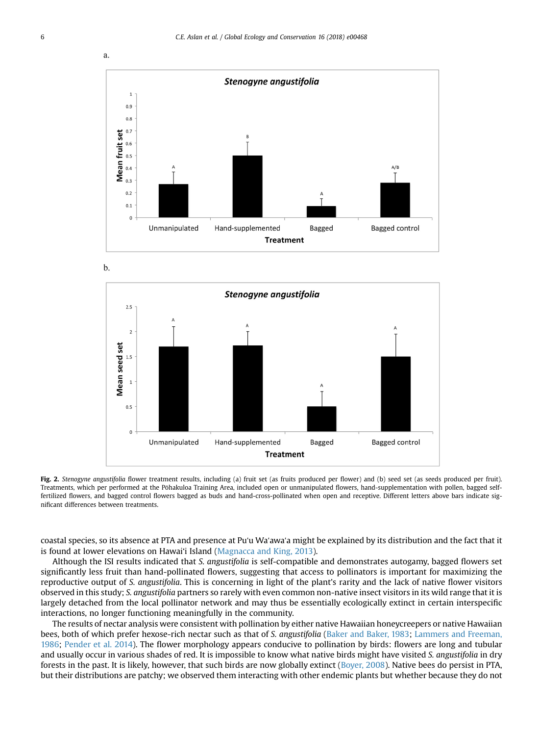a.

b.

**Fig. 2.** *Stenogyne angustifolia* flower treatment results, including (a) fruit set (as fruits produced per flower) and (b) seed set (as seeds produced per fruit). Treatments, which per performed at the Pōhakuloa Training Area, included open or unmanipulated flowers, hand-supplementation with pollen, bagged self-fertilized flowers, and bagged control flowers bagged as buds and hand-cross-pollinated when open and receptive. Different letters above bars indicate significant differences between treatments.

coastal species, so its absence at PTA and presence at Pu'u Wa'awa'a might be explained by its distribution and the fact that it is found at lower elevations on Hawai'i Island (Magnacca and King, 2013).

Although the ISI results indicated that *S. angustifolia* is self-compatible and demonstrates autogamy, bagged flowers set significantly less fruit than hand-pollinated flowers, suggesting that access to pollinators is important for maximizing the reproductive output of *S. angustifolia*. This is concerning in light of the plant's rarity and the lack of native flower visitors observed in this study; *S. angustifolia* partners so rarely with even common non-native insect visitors in its wild range that it is largely detached from the local pollinator network and may thus be essentially ecologically extinct in certain interspecific interactions, no longer functioning meaningfully in the community.

The results of nectar analysis were consistent with pollination by either native Hawaiian honeycreepers or native Hawaiian bees, both of which prefer hexose-rich nectar such as that of *S. angustifolia* (Baker and Baker, 1983; Lammers and Freeman, 1986; Pender et al. 2014). The flower morphology appears conducive to pollination by birds: flowers are long and tubular and usually occur in various shades of red. It is impossible to know what native birds might have visited *S. angustifolia* in dry forests in the past. It is likely, however, that such birds are now globally extinct (Boyer, 2008). Native bees do persist in PTA, but their distributions are patchy; we observed them interacting with other endemic plants but whether because they do not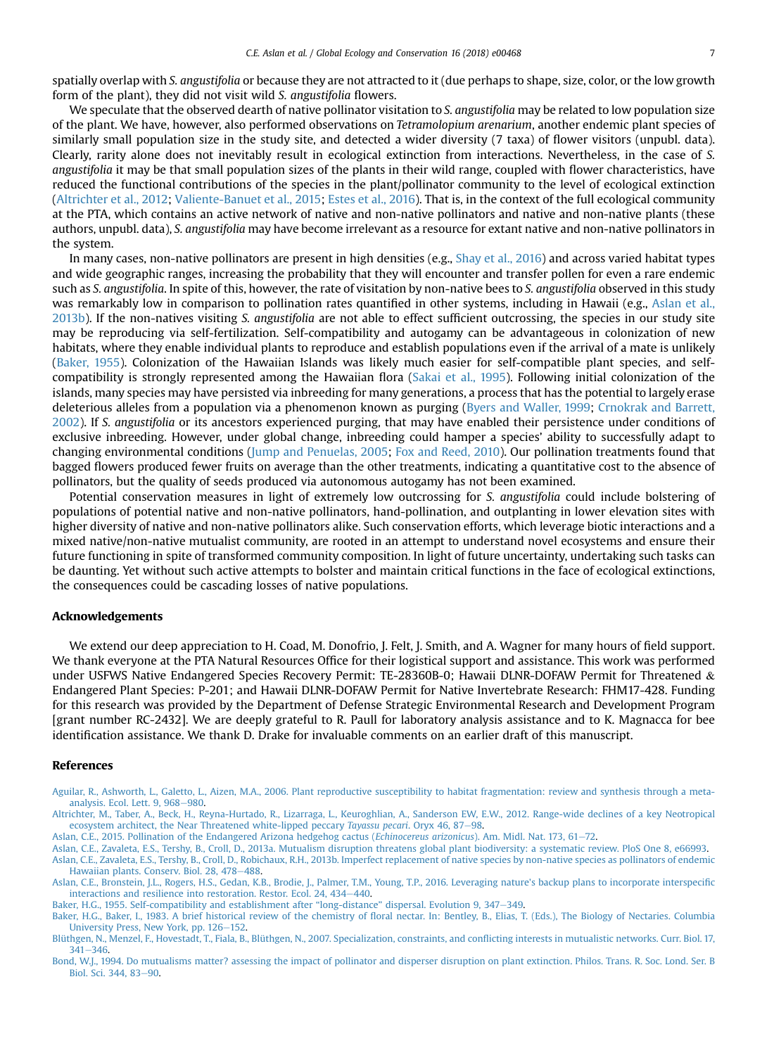spatially overlap with *S. angustifolia* or because they are not attracted to it (due perhaps to shape, size, color, or the low growth form of the plant), they did not visit wild *S. angustifolia* flowers.

We speculate that the observed dearth of native pollinator visitation to *S. angustifolia* may be related to low population size of the plant. We have, however, also performed observations on *Tetramolopium arenarium*, another endemic plant species of similarly small population size in the study site, and detected a wider diversity (7 taxa) of flower visitors (unpubl. data). Clearly, rarity alone does not inevitably result in ecological extinction from interactions. Nevertheless, in the case of *S. angustifolia* it may be that small population sizes of the plants in their wild range, coupled with flower characteristics, have reduced the functional contributions of the species in the plant/pollinator community to the level of ecological extinction (Altrichter et al., 2012; Valiente-Banuet et al., 2015; Estes et al., 2016). That is, in the context of the full ecological community at the PTA, which contains an active network of native and non-native pollinators and native and non-native plants (these authors, unpubl. data), *S. angustifolia* may have become irrelevant as a resource for extant native and non-native pollinators in the system.

In many cases, non-native pollinators are present in high densities (e.g., Shay et al., 2016) and across varied habitat types and wide geographic ranges, increasing the probability that they will encounter and transfer pollen for even a rare endemic such as *S. angustifolia*. In spite of this, however, the rate of visitation by non-native bees to *S. angustifolia* observed in this study was remarkably low in comparison to pollination rates quantified in other systems, including in Hawaii (e.g., Aslan et al., 2013b). If the non-natives visiting *S. angustifolia* are not able to effect sufficient outcrossing, the species in our study site may be reproducing via self-fertilization. Self-compatibility and autogamy can be advantageous in colonization of new habitats, where they enable individual plants to reproduce and establish populations even if the arrival of a mate is unlikely (Baker, 1955). Colonization of the Hawaiian Islands was likely much easier for self-compatible plant species, and self-compatibility is strongly represented among the Hawaiian flora (Sakai et al., 1995). Following initial colonization of the islands, many species may have persisted via inbreeding for many generations, a process that has the potential to largely erase deleterious alleles from a population via a phenomenon known as purging (Byers and Waller, 1999; Crnokrak and Barrett, 2002). If *S. angustifolia* or its ancestors experienced purging, that may have enabled their persistence under conditions of exclusive inbreeding. However, under global change, inbreeding could hamper a species' ability to successfully adapt to changing environmental conditions (Jump and Penuelas, 2005; Fox and Reed, 2010). Our pollination treatments found that bagged flowers produced fewer fruits on average than the other treatments, indicating a quantitative cost to the absence of pollinators, but the quality of seeds produced via autonomous autogamy has not been examined.

Potential conservation measures in light of extremely low outcrossing for *S. angustifolia* could include bolstering of populations of potential native and non-native pollinators, hand-pollination, and outplanting in lower elevation sites with higher diversity of native and non-native pollinators alike. Such conservation efforts, which leverage biotic interactions and a mixed native/non-native mutualist community, are rooted in an attempt to understand novel ecosystems and ensure their future functioning in spite of transformed community composition. In light of future uncertainty, undertaking such tasks can be daunting. Yet without such active attempts to bolster and maintain critical functions in the face of ecological extinctions, the consequences could be cascading losses of native populations.

## Acknowledgements

We extend our deep appreciation to H. Coad, M. Donofrio, J. Felt, J. Smith, and A. Wagner for many hours of field support. We thank everyone at the PTA Natural Resources Office for their logistical support and assistance. This work was performed under USFWS Native Endangered Species Recovery Permit: TE-28360B-0; Hawaii DLNR-DOFAW Permit for Threatened & Endangered Plant Species: P-201; and Hawaii DLNR-DOFAW Permit for Native Invertebrate Research: FHM17-428. Funding for this research was provided by the Department of Defense Strategic Environmental Research and Development Program [grant number RC-2432]. We are deeply grateful to R. Paull for laboratory analysis assistance and to K. Magnacca for bee identification assistance. We thank D. Drake for invaluable comments on an earlier draft of this manuscript.

## References

Aguilar, R., Ashworth, L., Galetto, L., Aizen, M.A., 2006. Plant reproductive susceptibility to habitat fragmentation: review and synthesis through a meta-analysis. Ecol. Lett. 9, 968–980.

Altrichter, M., Taber, A., Beck, H., Reyna-Hurtado, R., Lizarraga, L., Keuroghlian, A., Sanderson EW, E.W., 2012. Range-wide declines of a key Neotropical ecosystem architect, the Near Threatened white-lipped peccary *Tayassu pecari*. Oryx 46, 87–98.

Aslan, C.E., 2015. Pollination of the Endangered Arizona hedgehog cactus (*Echinocereus arizonicus*). Am. Midl. Nat. 173, 61–72.

Aslan, C.E., Zavaleta, E.S., Tershy, B., Croll, D., 2013a. Mutualism disruption threatens global plant biodiversity: a systematic review. PloS One 8, e66993.

Aslan, C.E., Zavaleta, E.S., Tershy, B., Croll, D., Robichaux, R.H., 2013b. Imperfect replacement of native species by non-native species as pollinators of endemic Hawaiian plants. Conserv. Biol. 28, 478–488.

Aslan, C.E., Bronstein, J.L., Rogers, H.S., Gedan, K.B., Brodie, J., Palmer, T.M., Young, T.P., 2016. Leveraging nature's backup plans to incorporate interspecific interactions and resilience into restoration. Restor. Ecol. 24, 434–440.

Baker, H.G., 1955. Self-compatibility and establishment after "long-distance" dispersal. Evolution 9, 347–349.

Baker, H.G., Baker, I., 1983. A brief historical review of the chemistry of floral nectar. In: Bentley, B., Elias, T. (Eds.), The Biology of Nectaries. Columbia University Press, New York, pp. 126–152.

Blüthgen, N., Menzel, F., Hovestadt, T., Fiala, B., Blüthgen, N., 2007. Specialization, constraints, and conflicting interests in mutualistic networks. Curr. Biol. 17, 341–346.

Bond, W.J., 1994. Do mutualisms matter? assessing the impact of pollinator and disperser disruption on plant extinction. Philos. Trans. R. Soc. Lond. Ser. B Biol. Sci. 344, 83–90.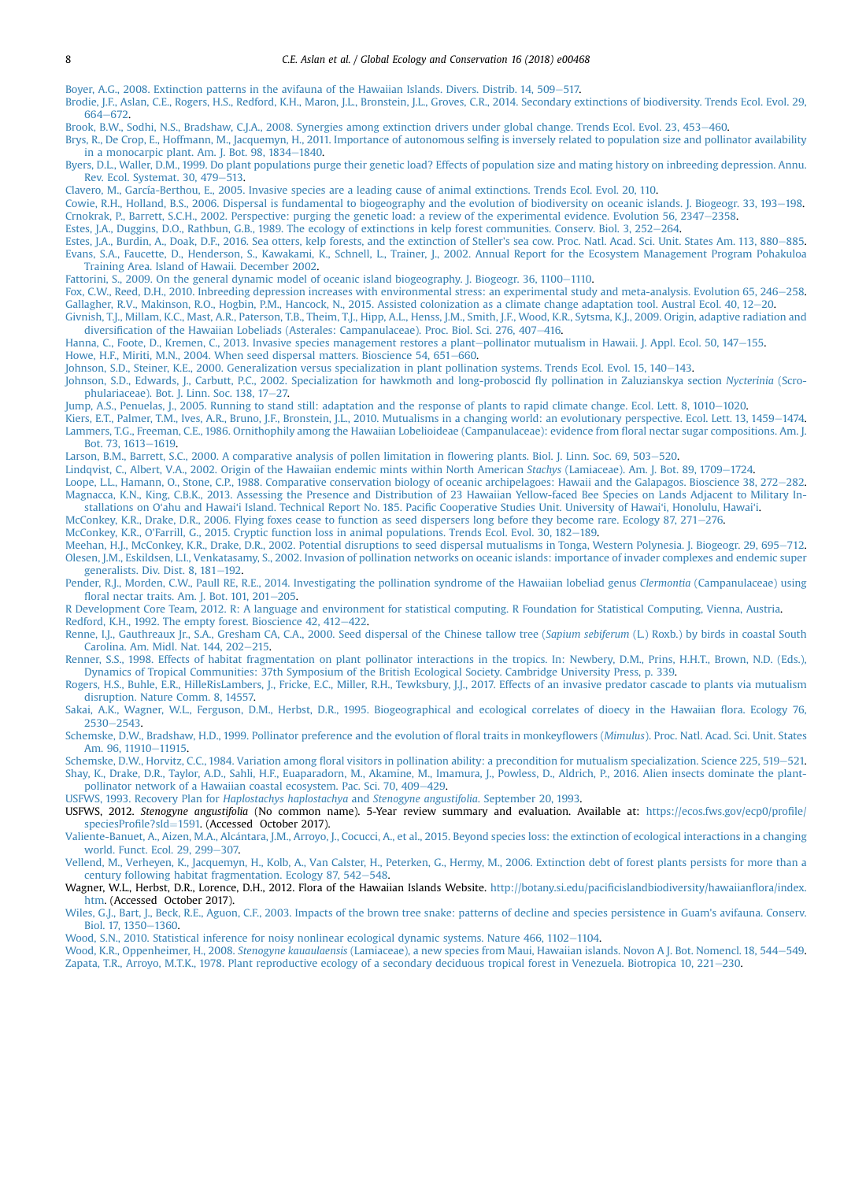Boyer, A.G., 2008. Extinction patterns in the avifauna of the Hawaiian Islands. Divers. Distrib. 14, 509–517.

Brodie, J.F., Aslan, C.E., Rogers, H.S., Redford, K.H., Maron, J.L., Bronstein, J.L., Groves, C.R., 2014. Secondary extinctions of biodiversity. Trends Ecol. Evol. 29, 664–672.

Brook, B.W., Sodhi, N.S., Bradshaw, C.J.A., 2008. Synergies among extinction drivers under global change. Trends Ecol. Evol. 23, 453–460.

Brys, R., De Crop, E., Hoffmann, M., Jacquemyn, H., 2011. Importance of autonomous selfing is inversely related to population size and pollinator availability in a monocarpic plant. Am. J. Bot. 98, 1834–1840.

Byers, D.L., Waller, D.M., 1999. Do plant populations purge their genetic load? Effects of population size and mating history on inbreeding depression. Annu. Rev. Ecol. Systemat. 30, 479–513.

Clavero, M., García-Berthou, E., 2005. Invasive species are a leading cause of animal extinctions. Trends Ecol. Evol. 20, 110.

Cowie, R.H., Holland, B.S., 2006. Dispersal is fundamental to biogeography and the evolution of biodiversity on oceanic islands. J. Biogeogr. 33, 193–198.

Crnokrak, P., Barrett, S.C.H., 2002. Perspective: purging the genetic load: a review of the experimental evidence. Evolution 56, 2347–2358.

Estes, J.A., Duggins, D.O., Rathbun, G.B., 1989. The ecology of extinctions in kelp forest communities. Conserv. Biol. 3, 252–264.

Estes, J.A., Burdin, A., Doak, D.F., 2016. Sea otters, kelp forests, and the extinction of Steller's sea cow. Proc. Natl. Acad. Sci. Unit. States Am. 113, 880–885.

Evans, S.A., Faucette, D., Henderson, S., Kawakami, K., Schnell, L., Trainer, J., 2002. Annual Report for the Ecosystem Management Program Pohakuloa Training Area. Island of Hawaii. December 2002.

Fattorini, S., 2009. On the general dynamic model of oceanic island biogeography. J. Biogeogr. 36, 1100–1110.

Fox, C.W., Reed, D.H., 2010. Inbreeding depression increases with environmental stress: an experimental study and meta-analysis. Evolution 65, 246–258.

Gallagher, R.V., Makinson, R.O., Hogbin, P.M., Hancock, N., 2015. Assisted colonization as a climate change adaptation tool. Austral Ecol. 40, 12–20.

Givnish, T.J., Millam, K.C., Mast, A.R., Paterson, T.B., Theim, T.J., Hipp, A.L., Henss, J.M., Smith, J.F., Wood, K.R., Sytsma, K.J., 2009. Origin, adaptive radiation and diversification of the Hawaiian Lobeliads (Asterales: Campanulaceae). Proc. Biol. Sci. 276, 407–416.

Hanna, C., Foote, D., Kremen, C., 2013. Invasive species management restores a plant–pollinator mutualism in Hawaii. J. Appl. Ecol. 50, 147–155.

Howe, H.F., Miriti, M.N., 2004. When seed dispersal matters. Bioscience 54, 651–660.

Johnson, S.D., Steiner, K.E., 2000. Generalization versus specialization in plant pollination systems. Trends Ecol. Evol. 15, 140–143.

Johnson, S.D., Edwards, J., Carbutt, P.C., 2002. Specialization for hawkmoth and long-proboscid fly pollination in Zaluzianskya section *Nycterinia* (Scrophulariaceae). Bot. J. Linn. Soc. 138, 17–27.

Jump, A.S., Penuelas, J., 2005. Running to stand still: adaptation and the response of plants to rapid climate change. Ecol. Lett. 8, 1010–1020.

Kiers, E.T., Palmer, T.M., Ives, A.R., Bruno, J.F., Bronstein, J.L., 2010. Mutualisms in a changing world: an evolutionary perspective. Ecol. Lett. 13, 1459–1474.

Lammers, T.G., Freeman, C.E., 1986. Ornithophily among the Hawaiian Lobelioideae (Campanulaceae): evidence from floral nectar sugar compositions. Am. J. Bot. 73, 1613–1619.

Larson, B.M., Barrett, S.C., 2000. A comparative analysis of pollen limitation in flowering plants. Biol. J. Linn. Soc. 69, 503–520.

Lindqvist, C., Albert, V.A., 2002. Origin of the Hawaiian endemic mints within North American *Stachys* (Lamiaceae). Am. J. Bot. 89, 1709–1724.

Loope, L.L., Hamann, O., Stone, C.P., 1988. Comparative conservation biology of oceanic archipelagoes: Hawaii and the Galapagos. Bioscience 38, 272–282.

Magnacca, K.N., King, C.B.K., 2013. Assessing the Presence and Distribution of 23 Hawaiian Yellow-faced Bee Species on Lands Adjacent to Military Installations on O'ahu and Hawai'i Island. Technical Report No. 185. Pacific Cooperative Studies Unit. University of Hawai'i, Honolulu, Hawai'i.

McConkey, K.R., Drake, D.R., 2006. Flying foxes cease to function as seed dispersers long before they become rare. Ecology 87, 271–276.

McConkey, K.R., O'Farrill, G., 2015. Cryptic function loss in animal populations. Trends Ecol. Evol. 30, 182–189.

Meehan, H.J., McConkey, K.R., Drake, D.R., 2002. Potential disruptions to seed dispersal mutualisms in Tonga, Western Polynesia. J. Biogeogr. 29, 695–712.

Olesen, J.M., Eskildsen, L.I., Venkatasamy, S., 2002. Invasion of pollination networks on oceanic islands: importance of invader complexes and endemic super generalists. Div. Dist. 8, 181–192.

Pender, R.J., Morden, C.W., Paull RE, R.E., 2014. Investigating the pollination syndrome of the Hawaiian lobeliad genus *Clermontia* (Campanulaceae) using floral nectar traits. Am. J. Bot. 101, 201–205.

R Development Core Team, 2012. R: A language and environment for statistical computing. R Foundation for Statistical Computing, Vienna, Austria.

Redford, K.H., 1992. The empty forest. Bioscience 42, 412–422.

Renne, I.J., Gauthreaux Jr., S.A., Gresham CA, C.A., 2000. Seed dispersal of the Chinese tallow tree (*Sapium sebiferum* (L.) Roxb.) by birds in coastal South Carolina. Am. Midl. Nat. 144, 202–215.

Renner, S.S., 1998. Effects of habitat fragmentation on plant pollinator interactions in the tropics. In: Newbery, D.M., Prins, H.H.T., Brown, N.D. (Eds.), Dynamics of Tropical Communities: 37th Symposium of the British Ecological Society. Cambridge University Press, p. 339.

Rogers, H.S., Buhle, E.R., HilleRisLambers, J., Fricke, E.C., Miller, R.H., Tewksbury, J.J., 2017. Effects of an invasive predator cascade to plants via mutualism disruption. Nature Comm. 8, 14557.

Sakai, A.K., Wagner, W.L., Ferguson, D.M., Herbst, D.R., 1995. Biogeographical and ecological correlates of dioecy in the Hawaiian flora. Ecology 76, 2530–2543.

Schemske, D.W., Bradshaw, H.D., 1999. Pollinator preference and the evolution of floral traits in monkeyflowers (*Mimulus*). Proc. Natl. Acad. Sci. Unit. States Am. 96, 11910–11915.

Schemske, D.W., Horvitz, C.C., 1984. Variation among floral visitors in pollination ability: a precondition for mutualism specialization. Science 225, 519–521.

Shay, K., Drake, D.R., Taylor, A.D., Sahli, H.F., Euaparadorn, M., Akamine, M., Imamura, J., Powless, D., Aldrich, P., 2016. Alien insects dominate the plant-pollinator network of a Hawaiian coastal ecosystem. Pac. Sci. 70, 409–429.

USFWS, 1993. Recovery Plan for *Haplostachys haplostachya* and *Stenogyne angustifolia*. September 20, 1993.

USFWS, 2012. *Stenogyne angustifolia* (No common name). 5-Year review summary and evaluation. Available at: https://ecos.fws.gov/ecp0/profile/speciesProfile?sId=1591. (Accessed October 2017).

Valiente-Banuet, A., Aizen, M.A., Alcántara, J.M., Arroyo, J., Cocucci, A., et al., 2015. Beyond species loss: the extinction of ecological interactions in a changing world. Funct. Ecol. 29, 299–307.

Vellend, M., Verheyen, K., Jacquemyn, H., Kolb, A., Van Calster, H., Peterken, G., Hermy, M., 2006. Extinction debt of forest plants persists for more than a century following habitat fragmentation. Ecology 87, 542–548.

Wagner, W.L., Herbst, D.R., Lorence, D.H., 2012. Flora of the Hawaiian Islands Website. http://botany.si.edu/pacificislandbiodiversity/hawaiianflora/index.htm. (Accessed October 2017).

Wiles, G.J., Bart, J., Beck, R.E., Aguon, C.F., 2003. Impacts of the brown tree snake: patterns of decline and species persistence in Guam's avifauna. Conserv. Biol. 17, 1350–1360.

Wood, S.N., 2010. Statistical inference for noisy nonlinear ecological dynamic systems. Nature 466, 1102–1104.

Wood, K.R., Oppenheimer, H., 2008. *Stenogyne kauaulaensis* (Lamiaceae), a new species from Maui, Hawaiian islands. Novon A J. Bot. Nomencl. 18, 544–549.

Zapata, T.R., Arroyo, M.T.K., 1978. Plant reproductive ecology of a secondary deciduous tropical forest in Venezuela. Biotropica 10, 221–230.